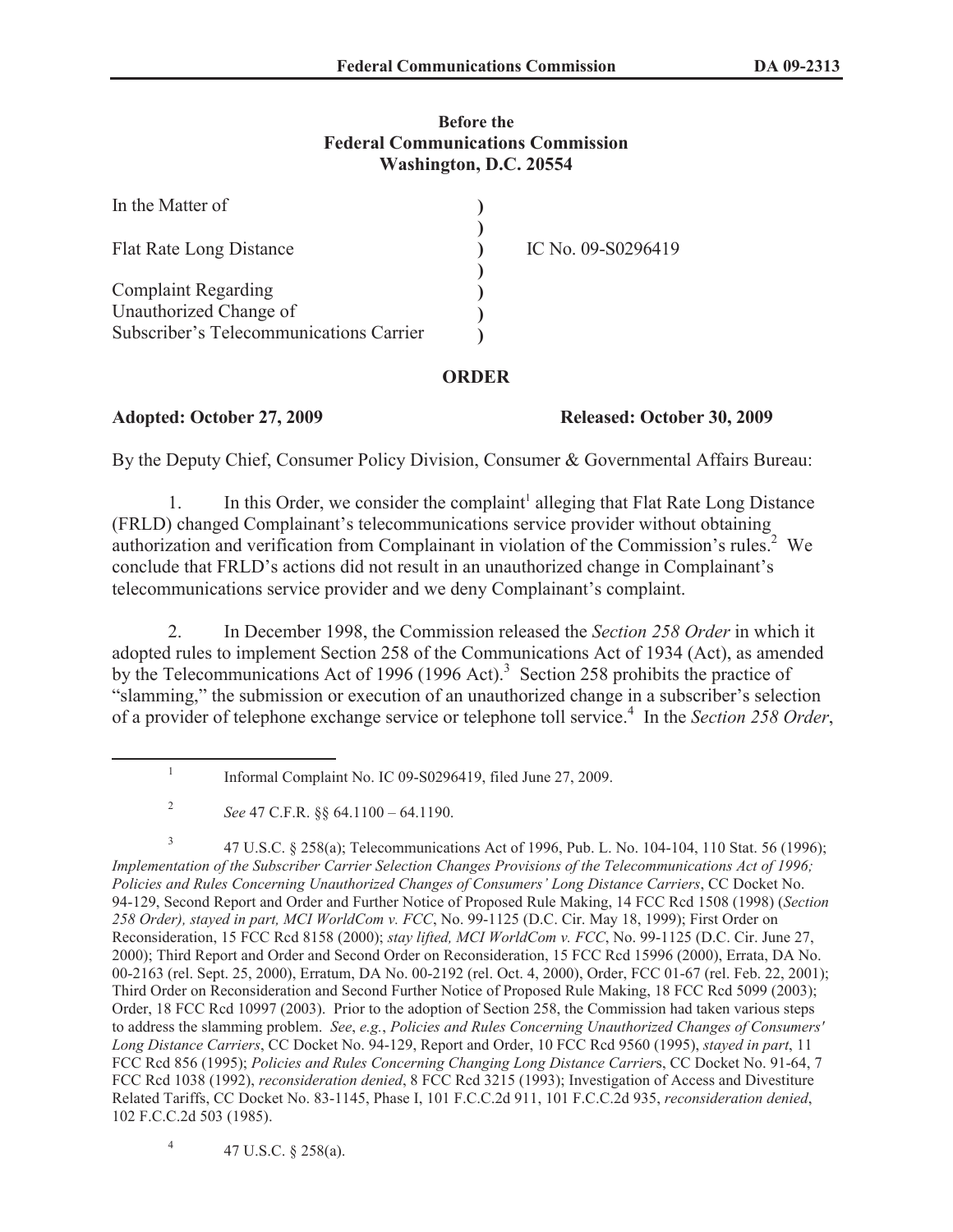**Before the**
**Federal Communications Commission**
**Washington, D.C. 20554**

| In the Matter of | ) | |
|---|---|---|
| | ) | |
| Flat Rate Long Distance | ) | IC No. 09-S0296419 |
| | ) | |
| Complaint Regarding | ) | |
| Unauthorized Change of | ) | |
| Subscriber's Telecommunications Carrier | ) | |

## ORDER

**Adopted: October 27, 2009** **Released: October 30, 2009**

By the Deputy Chief, Consumer Policy Division, Consumer & Governmental Affairs Bureau:

1. In this Order, we consider the complaint[1] alleging that Flat Rate Long Distance (FRLD) changed Complainant's telecommunications service provider without obtaining authorization and verification from Complainant in violation of the Commission's rules.[2] We conclude that FRLD's actions did not result in an unauthorized change in Complainant's telecommunications service provider and we deny Complainant's complaint.

2. In December 1998, the Commission released the *Section 258 Order* in which it adopted rules to implement Section 258 of the Communications Act of 1934 (Act), as amended by the Telecommunications Act of 1996 (1996 Act).[3] Section 258 prohibits the practice of "slamming," the submission or execution of an unauthorized change in a subscriber's selection of a provider of telephone exchange service or telephone toll service.[4] In the *Section 258 Order*,

---

[1] Informal Complaint No. IC 09-S0296419, filed June 27, 2009.

[2] *See* 47 C.F.R. §§ 64.1100 – 64.1190.

[3] 47 U.S.C. § 258(a); Telecommunications Act of 1996, Pub. L. No. 104-104, 110 Stat. 56 (1996); *Implementation of the Subscriber Carrier Selection Changes Provisions of the Telecommunications Act of 1996; Policies and Rules Concerning Unauthorized Changes of Consumers' Long Distance Carriers*, CC Docket No. 94-129, Second Report and Order and Further Notice of Proposed Rule Making, 14 FCC Rcd 1508 (1998) (*Section 258 Order), stayed in part, MCI WorldCom v. FCC*, No. 99-1125 (D.C. Cir. May 18, 1999); First Order on Reconsideration, 15 FCC Rcd 8158 (2000); *stay lifted, MCI WorldCom v. FCC*, No. 99-1125 (D.C. Cir. June 27, 2000); Third Report and Order and Second Order on Reconsideration, 15 FCC Rcd 15996 (2000), Errata, DA No. 00-2163 (rel. Sept. 25, 2000), Erratum, DA No. 00-2192 (rel. Oct. 4, 2000), Order, FCC 01-67 (rel. Feb. 22, 2001); Third Order on Reconsideration and Second Further Notice of Proposed Rule Making, 18 FCC Rcd 5099 (2003); Order, 18 FCC Rcd 10997 (2003). Prior to the adoption of Section 258, the Commission had taken various steps to address the slamming problem. *See*, *e.g.*, *Policies and Rules Concerning Unauthorized Changes of Consumers' Long Distance Carriers*, CC Docket No. 94-129, Report and Order, 10 FCC Rcd 9560 (1995), *stayed in part*, 11 FCC Rcd 856 (1995); *Policies and Rules Concerning Changing Long Distance Carrier*s, CC Docket No. 91-64, 7 FCC Rcd 1038 (1992), *reconsideration denied*, 8 FCC Rcd 3215 (1993); Investigation of Access and Divestiture Related Tariffs, CC Docket No. 83-1145, Phase I, 101 F.C.C.2d 911, 101 F.C.C.2d 935, *reconsideration denied*, 102 F.C.C.2d 503 (1985).

[4] 47 U.S.C. § 258(a).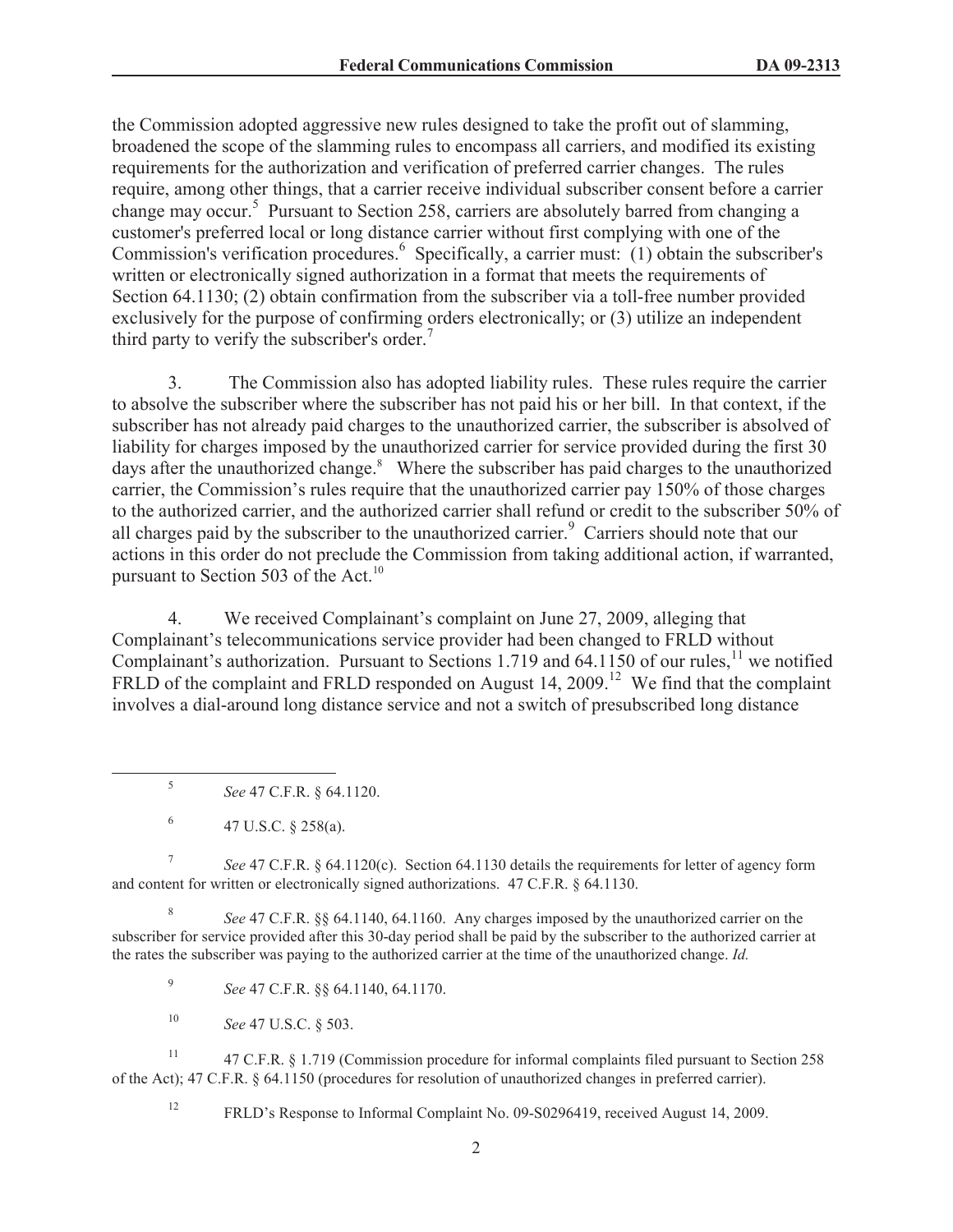the Commission adopted aggressive new rules designed to take the profit out of slamming, broadened the scope of the slamming rules to encompass all carriers, and modified its existing requirements for the authorization and verification of preferred carrier changes. The rules require, among other things, that a carrier receive individual subscriber consent before a carrier change may occur.[5] Pursuant to Section 258, carriers are absolutely barred from changing a customer's preferred local or long distance carrier without first complying with one of the Commission's verification procedures.[6] Specifically, a carrier must: (1) obtain the subscriber's written or electronically signed authorization in a format that meets the requirements of Section 64.1130; (2) obtain confirmation from the subscriber via a toll-free number provided exclusively for the purpose of confirming orders electronically; or (3) utilize an independent third party to verify the subscriber's order.[7]

3. The Commission also has adopted liability rules. These rules require the carrier to absolve the subscriber where the subscriber has not paid his or her bill. In that context, if the subscriber has not already paid charges to the unauthorized carrier, the subscriber is absolved of liability for charges imposed by the unauthorized carrier for service provided during the first 30 days after the unauthorized change.[8] Where the subscriber has paid charges to the unauthorized carrier, the Commission's rules require that the unauthorized carrier pay 150% of those charges to the authorized carrier, and the authorized carrier shall refund or credit to the subscriber 50% of all charges paid by the subscriber to the unauthorized carrier.[9] Carriers should note that our actions in this order do not preclude the Commission from taking additional action, if warranted, pursuant to Section 503 of the Act.[10]

4. We received Complainant's complaint on June 27, 2009, alleging that Complainant's telecommunications service provider had been changed to FRLD without Complainant's authorization. Pursuant to Sections 1.719 and 64.1150 of our rules,[11] we notified FRLD of the complaint and FRLD responded on August 14, 2009.[12] We find that the complaint involves a dial-around long distance service and not a switch of presubscribed long distance

---

[5] *See* 47 C.F.R. § 64.1120.

[6] 47 U.S.C. § 258(a).

[7] *See* 47 C.F.R. § 64.1120(c). Section 64.1130 details the requirements for letter of agency form and content for written or electronically signed authorizations. 47 C.F.R. § 64.1130.

[8] *See* 47 C.F.R. §§ 64.1140, 64.1160. Any charges imposed by the unauthorized carrier on the subscriber for service provided after this 30-day period shall be paid by the subscriber to the authorized carrier at the rates the subscriber was paying to the authorized carrier at the time of the unauthorized change. *Id.*

[9] *See* 47 C.F.R. §§ 64.1140, 64.1170.

[10] *See* 47 U.S.C. § 503.

[11] 47 C.F.R. § 1.719 (Commission procedure for informal complaints filed pursuant to Section 258 of the Act); 47 C.F.R. § 64.1150 (procedures for resolution of unauthorized changes in preferred carrier).

[12] FRLD's Response to Informal Complaint No. 09-S0296419, received August 14, 2009.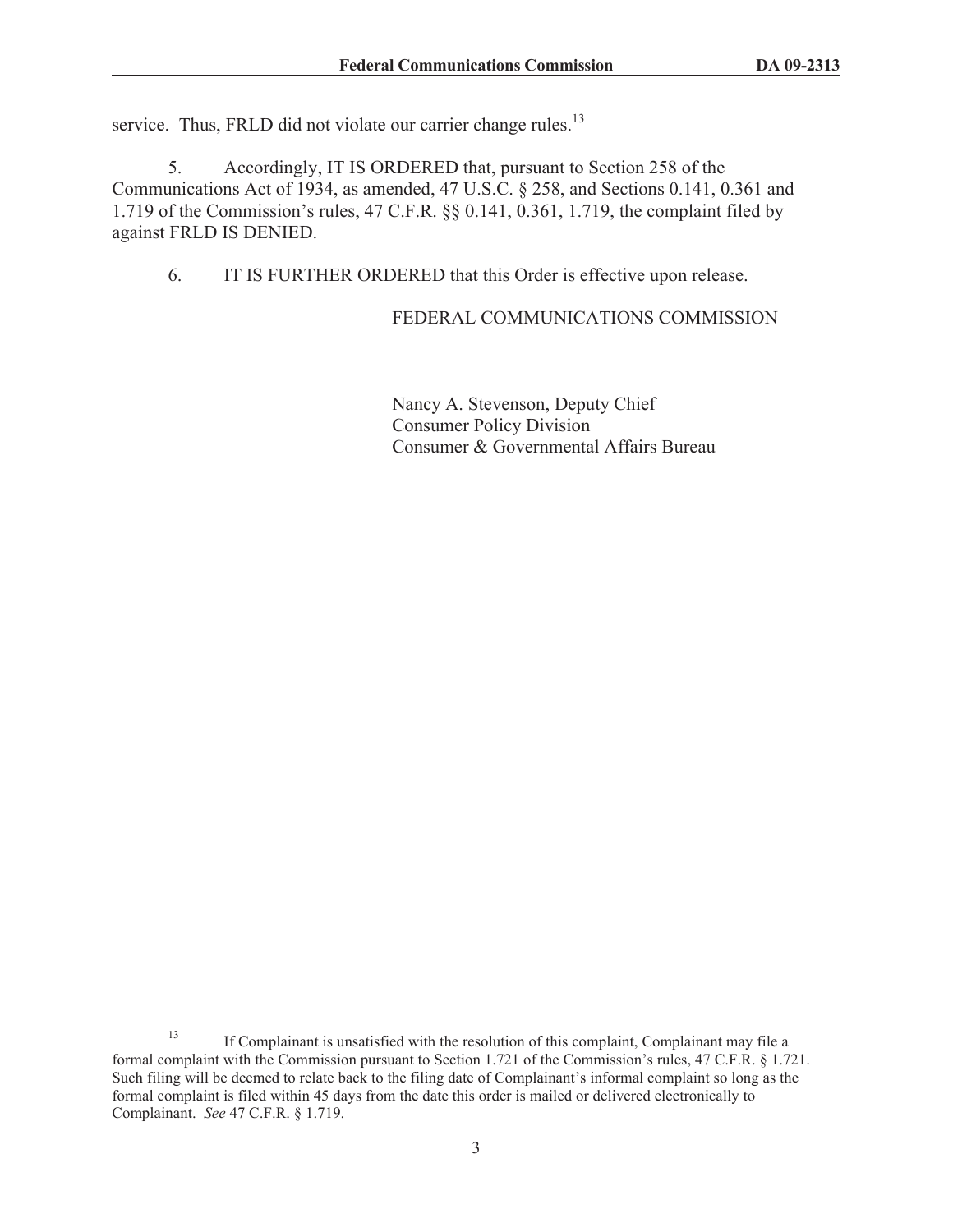service. Thus, FRLD did not violate our carrier change rules.[13]

5. Accordingly, IT IS ORDERED that, pursuant to Section 258 of the Communications Act of 1934, as amended, 47 U.S.C. § 258, and Sections 0.141, 0.361 and 1.719 of the Commission's rules, 47 C.F.R. §§ 0.141, 0.361, 1.719, the complaint filed by against FRLD IS DENIED.

6. IT IS FURTHER ORDERED that this Order is effective upon release.

FEDERAL COMMUNICATIONS COMMISSION

Nancy A. Stevenson, Deputy Chief
Consumer Policy Division
Consumer & Governmental Affairs Bureau

---

[13] If Complainant is unsatisfied with the resolution of this complaint, Complainant may file a formal complaint with the Commission pursuant to Section 1.721 of the Commission's rules, 47 C.F.R. § 1.721. Such filing will be deemed to relate back to the filing date of Complainant's informal complaint so long as the formal complaint is filed within 45 days from the date this order is mailed or delivered electronically to Complainant. *See* 47 C.F.R. § 1.719.